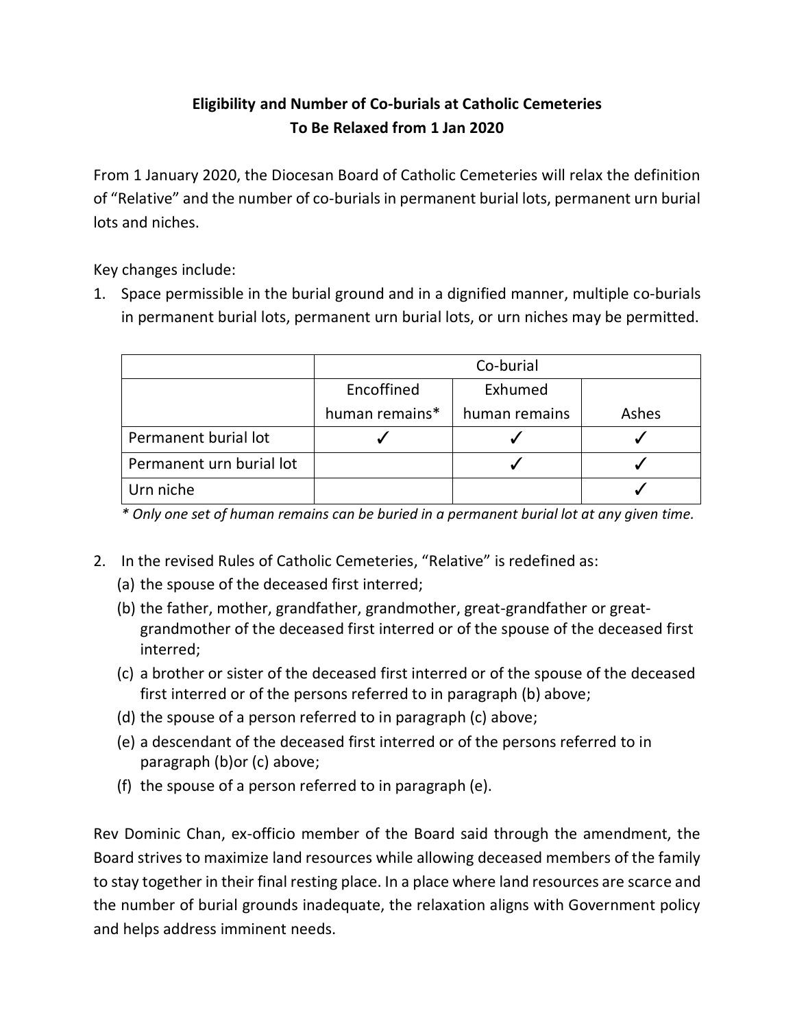# Eligibility and Number of Co-burials at Catholic Cemeteries To Be Relaxed from 1 Jan 2020

From 1 January 2020, the Diocesan Board of Catholic Cemeteries will relax the definition of "Relative" and the number of co-burials in permanent burial lots, permanent urn burial lots and niches.

Key changes include:

1. Space permissible in the burial ground and in a dignified manner, multiple co-burials in permanent burial lots, permanent urn burial lots, or urn niches may be permitted.

| | Co-burial | | |
|---|---|---|---|
| | Encoffined human remains* | Exhumed human remains | Ashes |
| Permanent burial lot | ✓ | ✓ | ✓ |
| Permanent urn burial lot | | ✓ | ✓ |
| Urn niche | | | ✓ |

*\* Only one set of human remains can be buried in a permanent burial lot at any given time.*

2. In the revised Rules of Catholic Cemeteries, "Relative" is redefined as:
   (a) the spouse of the deceased first interred;
   (b) the father, mother, grandfather, grandmother, great-grandfather or great-grandmother of the deceased first interred or of the spouse of the deceased first interred;
   (c) a brother or sister of the deceased first interred or of the spouse of the deceased first interred or of the persons referred to in paragraph (b) above;
   (d) the spouse of a person referred to in paragraph (c) above;
   (e) a descendant of the deceased first interred or of the persons referred to in paragraph (b)or (c) above;
   (f) the spouse of a person referred to in paragraph (e).

Rev Dominic Chan, ex-officio member of the Board said through the amendment, the Board strives to maximize land resources while allowing deceased members of the family to stay together in their final resting place. In a place where land resources are scarce and the number of burial grounds inadequate, the relaxation aligns with Government policy and helps address imminent needs.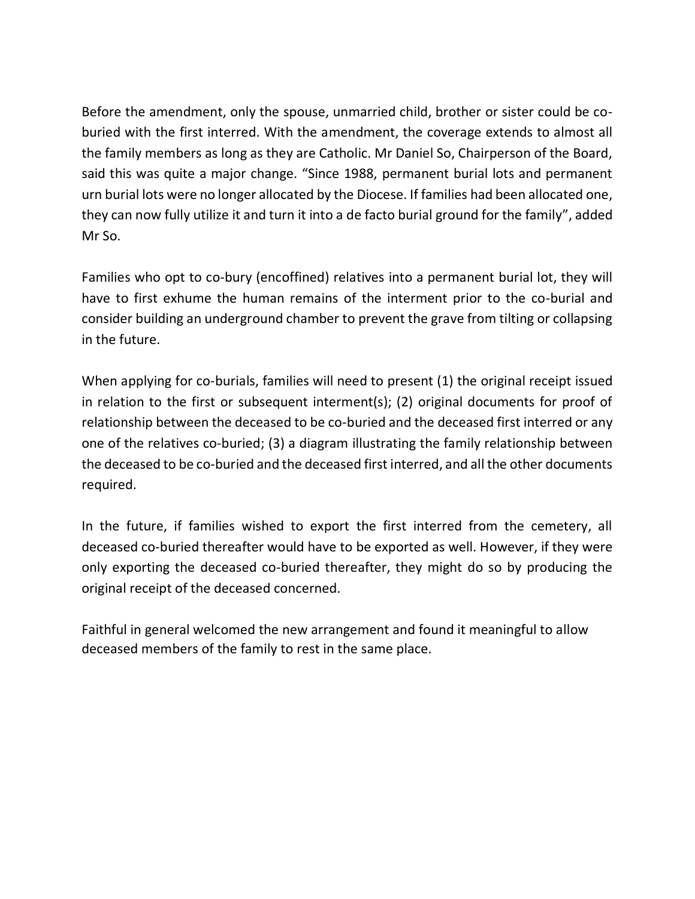Before the amendment, only the spouse, unmarried child, brother or sister could be co-buried with the first interred. With the amendment, the coverage extends to almost all the family members as long as they are Catholic. Mr Daniel So, Chairperson of the Board, said this was quite a major change. "Since 1988, permanent burial lots and permanent urn burial lots were no longer allocated by the Diocese. If families had been allocated one, they can now fully utilize it and turn it into a de facto burial ground for the family", added Mr So.

Families who opt to co-bury (encoffined) relatives into a permanent burial lot, they will have to first exhume the human remains of the interment prior to the co-burial and consider building an underground chamber to prevent the grave from tilting or collapsing in the future.

When applying for co-burials, families will need to present (1) the original receipt issued in relation to the first or subsequent interment(s); (2) original documents for proof of relationship between the deceased to be co-buried and the deceased first interred or any one of the relatives co-buried; (3) a diagram illustrating the family relationship between the deceased to be co-buried and the deceased first interred, and all the other documents required.

In the future, if families wished to export the first interred from the cemetery, all deceased co-buried thereafter would have to be exported as well. However, if they were only exporting the deceased co-buried thereafter, they might do so by producing the original receipt of the deceased concerned.

Faithful in general welcomed the new arrangement and found it meaningful to allow deceased members of the family to rest in the same place.